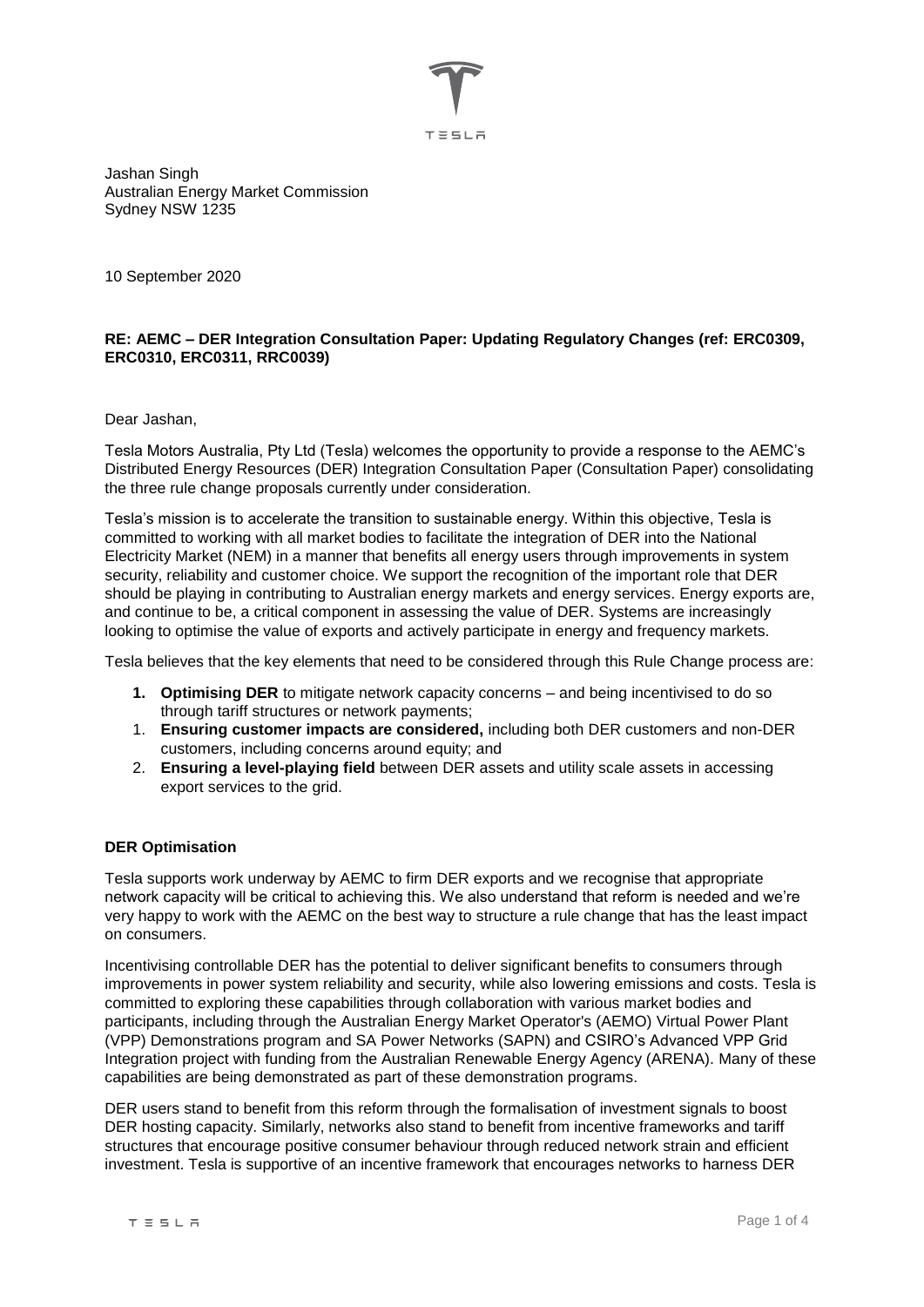Jashan Singh
Australian Energy Market Commission
Sydney NSW 1235

10 September 2020

**RE: AEMC – DER Integration Consultation Paper: Updating Regulatory Changes (ref: ERC0309, ERC0310, ERC0311, RRC0039)**

Dear Jashan,

Tesla Motors Australia, Pty Ltd (Tesla) welcomes the opportunity to provide a response to the AEMC's Distributed Energy Resources (DER) Integration Consultation Paper (Consultation Paper) consolidating the three rule change proposals currently under consideration.

Tesla's mission is to accelerate the transition to sustainable energy. Within this objective, Tesla is committed to working with all market bodies to facilitate the integration of DER into the National Electricity Market (NEM) in a manner that benefits all energy users through improvements in system security, reliability and customer choice. We support the recognition of the important role that DER should be playing in contributing to Australian energy markets and energy services. Energy exports are, and continue to be, a critical component in assessing the value of DER. Systems are increasingly looking to optimise the value of exports and actively participate in energy and frequency markets.

Tesla believes that the key elements that need to be considered through this Rule Change process are:

1. **Optimising DER** to mitigate network capacity concerns – and being incentivised to do so through tariff structures or network payments;
1. **Ensuring customer impacts are considered,** including both DER customers and non-DER customers, including concerns around equity; and
2. **Ensuring a level-playing field** between DER assets and utility scale assets in accessing export services to the grid.

**DER Optimisation**

Tesla supports work underway by AEMC to firm DER exports and we recognise that appropriate network capacity will be critical to achieving this. We also understand that reform is needed and we're very happy to work with the AEMC on the best way to structure a rule change that has the least impact on consumers.

Incentivising controllable DER has the potential to deliver significant benefits to consumers through improvements in power system reliability and security, while also lowering emissions and costs. Tesla is committed to exploring these capabilities through collaboration with various market bodies and participants, including through the Australian Energy Market Operator's (AEMO) Virtual Power Plant (VPP) Demonstrations program and SA Power Networks (SAPN) and CSIRO's Advanced VPP Grid Integration project with funding from the Australian Renewable Energy Agency (ARENA). Many of these capabilities are being demonstrated as part of these demonstration programs.

DER users stand to benefit from this reform through the formalisation of investment signals to boost DER hosting capacity. Similarly, networks also stand to benefit from incentive frameworks and tariff structures that encourage positive consumer behaviour through reduced network strain and efficient investment. Tesla is supportive of an incentive framework that encourages networks to harness DER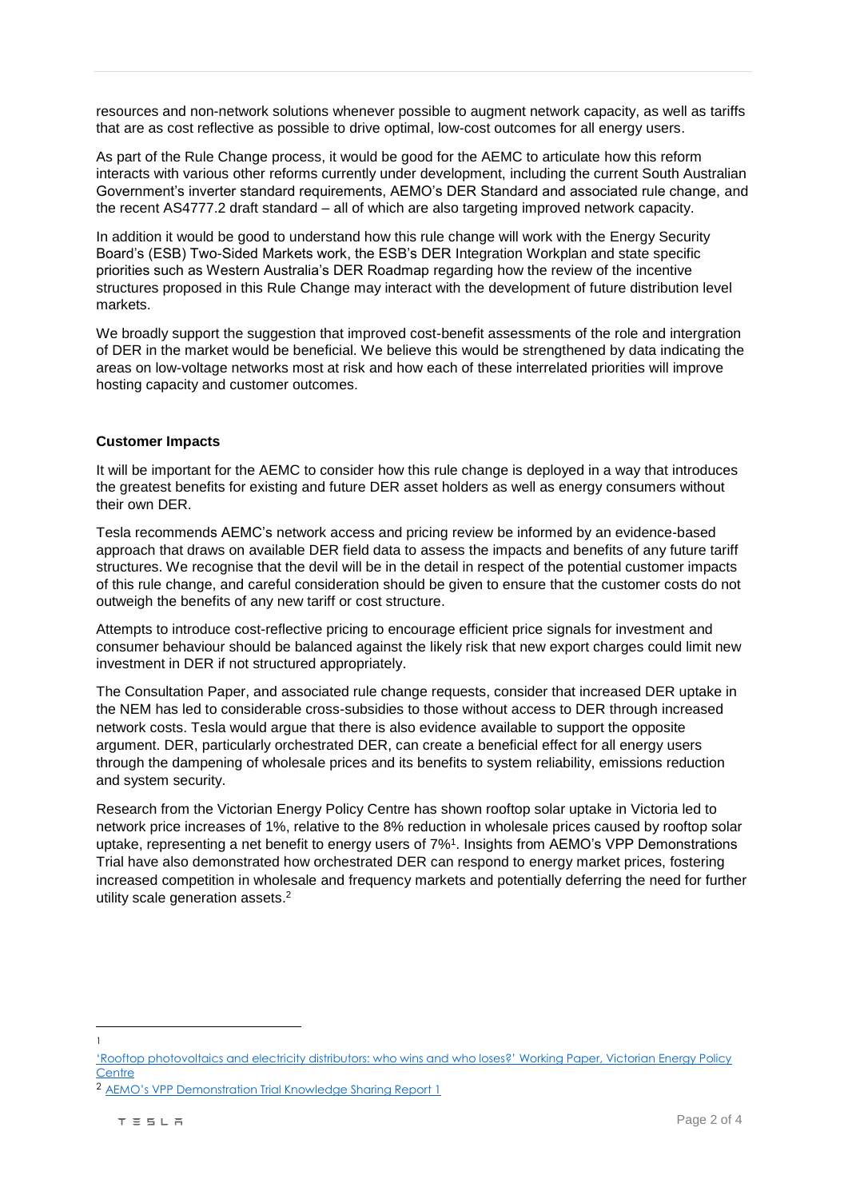resources and non-network solutions whenever possible to augment network capacity, as well as tariffs that are as cost reflective as possible to drive optimal, low-cost outcomes for all energy users.

As part of the Rule Change process, it would be good for the AEMC to articulate how this reform interacts with various other reforms currently under development, including the current South Australian Government's inverter standard requirements, AEMO's DER Standard and associated rule change, and the recent AS4777.2 draft standard – all of which are also targeting improved network capacity.

In addition it would be good to understand how this rule change will work with the Energy Security Board's (ESB) Two-Sided Markets work, the ESB's DER Integration Workplan and state specific priorities such as Western Australia's DER Roadmap regarding how the review of the incentive structures proposed in this Rule Change may interact with the development of future distribution level markets.

We broadly support the suggestion that improved cost-benefit assessments of the role and intergration of DER in the market would be beneficial. We believe this would be strengthened by data indicating the areas on low-voltage networks most at risk and how each of these interrelated priorities will improve hosting capacity and customer outcomes.

**Customer Impacts**

It will be important for the AEMC to consider how this rule change is deployed in a way that introduces the greatest benefits for existing and future DER asset holders as well as energy consumers without their own DER.

Tesla recommends AEMC's network access and pricing review be informed by an evidence-based approach that draws on available DER field data to assess the impacts and benefits of any future tariff structures. We recognise that the devil will be in the detail in respect of the potential customer impacts of this rule change, and careful consideration should be given to ensure that the customer costs do not outweigh the benefits of any new tariff or cost structure.

Attempts to introduce cost-reflective pricing to encourage efficient price signals for investment and consumer behaviour should be balanced against the likely risk that new export charges could limit new investment in DER if not structured appropriately.

The Consultation Paper, and associated rule change requests, consider that increased DER uptake in the NEM has led to considerable cross-subsidies to those without access to DER through increased network costs. Tesla would argue that there is also evidence available to support the opposite argument. DER, particularly orchestrated DER, can create a beneficial effect for all energy users through the dampening of wholesale prices and its benefits to system reliability, emissions reduction and system security.

Research from the Victorian Energy Policy Centre has shown rooftop solar uptake in Victoria led to network price increases of 1%, relative to the 8% reduction in wholesale prices caused by rooftop solar uptake, representing a net benefit to energy users of 7%[1]. Insights from AEMO's VPP Demonstrations Trial have also demonstrated how orchestrated DER can respond to energy market prices, fostering increased competition in wholesale and frequency markets and potentially deferring the need for further utility scale generation assets.[2]

---

[1] 'Rooftop photovoltaics and electricity distributors: who wins and who loses?' Working Paper, Victorian Energy Policy Centre

[2] AEMO's VPP Demonstration Trial Knowledge Sharing Report 1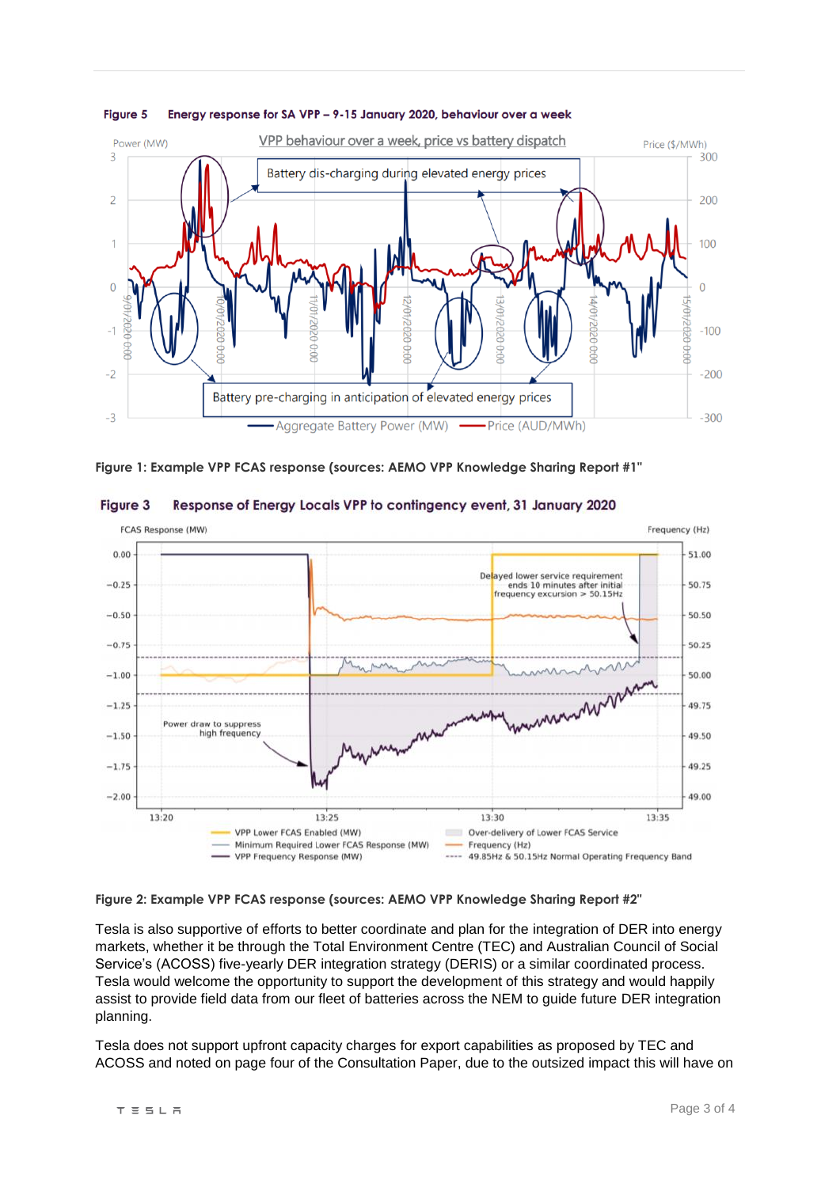**Figure 1: Example VPP FCAS response (sources: AEMO VPP Knowledge Sharing Report #1"**

**Figure 2: Example VPP FCAS response (sources: AEMO VPP Knowledge Sharing Report #2"**

Tesla is also supportive of efforts to better coordinate and plan for the integration of DER into energy markets, whether it be through the Total Environment Centre (TEC) and Australian Council of Social Service's (ACOSS) five-yearly DER integration strategy (DERIS) or a similar coordinated process. Tesla would welcome the opportunity to support the development of this strategy and would happily assist to provide field data from our fleet of batteries across the NEM to guide future DER integration planning.

Tesla does not support upfront capacity charges for export capabilities as proposed by TEC and ACOSS and noted on page four of the Consultation Paper, due to the outsized impact this will have on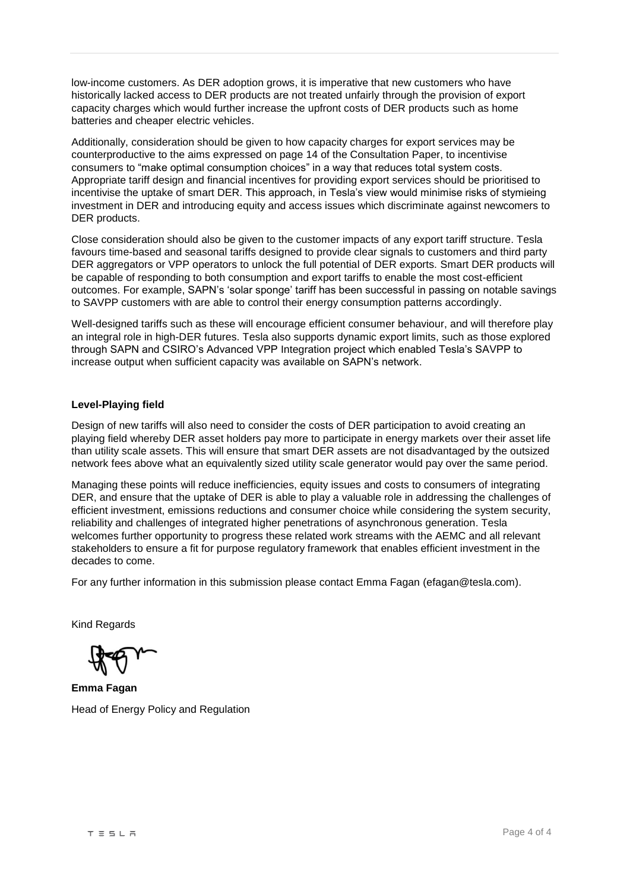low-income customers. As DER adoption grows, it is imperative that new customers who have historically lacked access to DER products are not treated unfairly through the provision of export capacity charges which would further increase the upfront costs of DER products such as home batteries and cheaper electric vehicles.

Additionally, consideration should be given to how capacity charges for export services may be counterproductive to the aims expressed on page 14 of the Consultation Paper, to incentivise consumers to "make optimal consumption choices" in a way that reduces total system costs. Appropriate tariff design and financial incentives for providing export services should be prioritised to incentivise the uptake of smart DER. This approach, in Tesla's view would minimise risks of stymieing investment in DER and introducing equity and access issues which discriminate against newcomers to DER products.

Close consideration should also be given to the customer impacts of any export tariff structure. Tesla favours time-based and seasonal tariffs designed to provide clear signals to customers and third party DER aggregators or VPP operators to unlock the full potential of DER exports. Smart DER products will be capable of responding to both consumption and export tariffs to enable the most cost-efficient outcomes. For example, SAPN's 'solar sponge' tariff has been successful in passing on notable savings to SAVPP customers with are able to control their energy consumption patterns accordingly.

Well-designed tariffs such as these will encourage efficient consumer behaviour, and will therefore play an integral role in high-DER futures. Tesla also supports dynamic export limits, such as those explored through SAPN and CSIRO's Advanced VPP Integration project which enabled Tesla's SAVPP to increase output when sufficient capacity was available on SAPN's network.

**Level-Playing field**

Design of new tariffs will also need to consider the costs of DER participation to avoid creating an playing field whereby DER asset holders pay more to participate in energy markets over their asset life than utility scale assets. This will ensure that smart DER assets are not disadvantaged by the outsized network fees above what an equivalently sized utility scale generator would pay over the same period.

Managing these points will reduce inefficiencies, equity issues and costs to consumers of integrating DER, and ensure that the uptake of DER is able to play a valuable role in addressing the challenges of efficient investment, emissions reductions and consumer choice while considering the system security, reliability and challenges of integrated higher penetrations of asynchronous generation. Tesla welcomes further opportunity to progress these related work streams with the AEMC and all relevant stakeholders to ensure a fit for purpose regulatory framework that enables efficient investment in the decades to come.

For any further information in this submission please contact Emma Fagan (efagan@tesla.com).

Kind Regards

**Emma Fagan**

Head of Energy Policy and Regulation